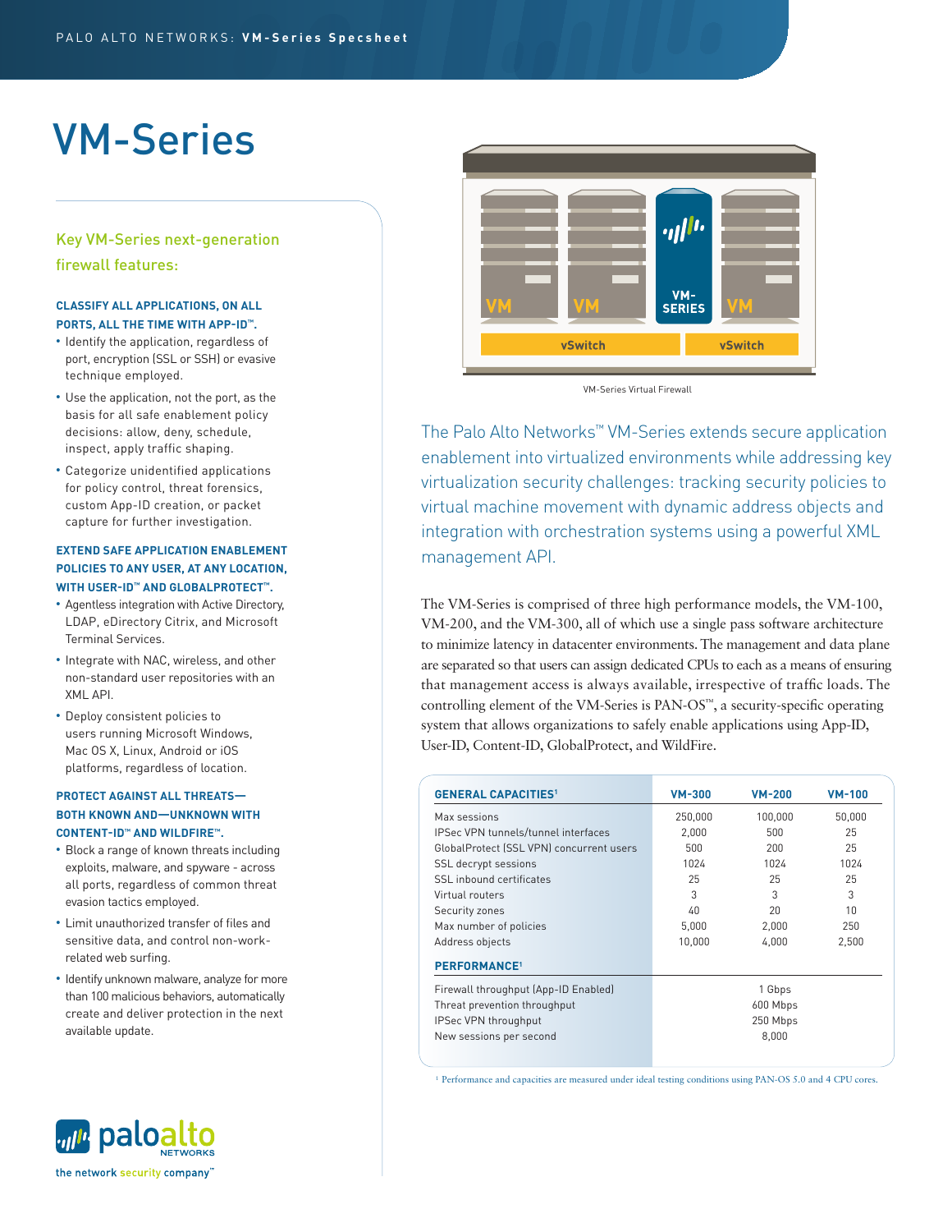# VM-Series

## Key VM-Series next-generation firewall features:

### CLASSIFY ALL APPLICATIONS, ON ALL PORTS, ALL THE TIME WITH APP-ID™.

- Identify the application, regardless of port, encryption (SSL or SSH) or evasive technique employed.
- Use the application, not the port, as the basis for all safe enablement policy decisions: allow, deny, schedule, inspect, apply traffic shaping.
- Categorize unidentified applications for policy control, threat forensics, custom App-ID creation, or packet capture for further investigation.

### EXTEND SAFE APPLICATION ENABLEMENT POLICIES TO ANY USER, AT ANY LOCATION, WITH USER-ID™ AND GLOBALPROTECT™.

- Agentless integration with Active Directory, LDAP, eDirectory Citrix, and Microsoft Terminal Services.
- Integrate with NAC, wireless, and other non-standard user repositories with an XML API.
- Deploy consistent policies to users running Microsoft Windows, Mac OS X, Linux, Android or iOS platforms, regardless of location.

### PROTECT AGAINST ALL THREATS—BOTH KNOWN AND—UNKNOWN WITH CONTENT-ID™ AND WILDFIRE™.

- Block a range of known threats including exploits, malware, and spyware - across all ports, regardless of common threat evasion tactics employed.
- Limit unauthorized transfer of files and sensitive data, and control non-work-related web surfing.
- Identify unknown malware, analyze for more than 100 malicious behaviors, automatically create and deliver protection in the next available update.

VM-Series Virtual Firewall

The Palo Alto Networks™ VM-Series extends secure application enablement into virtualized environments while addressing key virtualization security challenges: tracking security policies to virtual machine movement with dynamic address objects and integration with orchestration systems using a powerful XML management API.

The VM-Series is comprised of three high performance models, the VM-100, VM-200, and the VM-300, all of which use a single pass software architecture to minimize latency in datacenter environments. The management and data plane are separated so that users can assign dedicated CPUs to each as a means of ensuring that management access is always available, irrespective of traffic loads. The controlling element of the VM-Series is PAN-OS™, a security-specific operating system that allows organizations to safely enable applications using App-ID, User-ID, Content-ID, GlobalProtect, and WildFire.

| GENERAL CAPACITIES[1] | VM-300 | VM-200 | VM-100 |
|---|---|---|---|
| Max sessions | 250,000 | 100,000 | 50,000 |
| IPSec VPN tunnels/tunnel interfaces | 2,000 | 500 | 25 |
| GlobalProtect (SSL VPN) concurrent users | 500 | 200 | 25 |
| SSL decrypt sessions | 1024 | 1024 | 1024 |
| SSL inbound certificates | 25 | 25 | 25 |
| Virtual routers | 3 | 3 | 3 |
| Security zones | 40 | 20 | 10 |
| Max number of policies | 5,000 | 2,000 | 250 |
| Address objects | 10,000 | 4,000 | 2,500 |
| **PERFORMANCE[1]** | | | |
| Firewall throughput (App-ID Enabled) | | 1 Gbps | |
| Threat prevention throughput | | 600 Mbps | |
| IPSec VPN throughput | | 250 Mbps | |
| New sessions per second | | 8,000 | |

[1] Performance and capacities are measured under ideal testing conditions using PAN-OS 5.0 and 4 CPU cores.

paloalto NETWORKS
the network security company™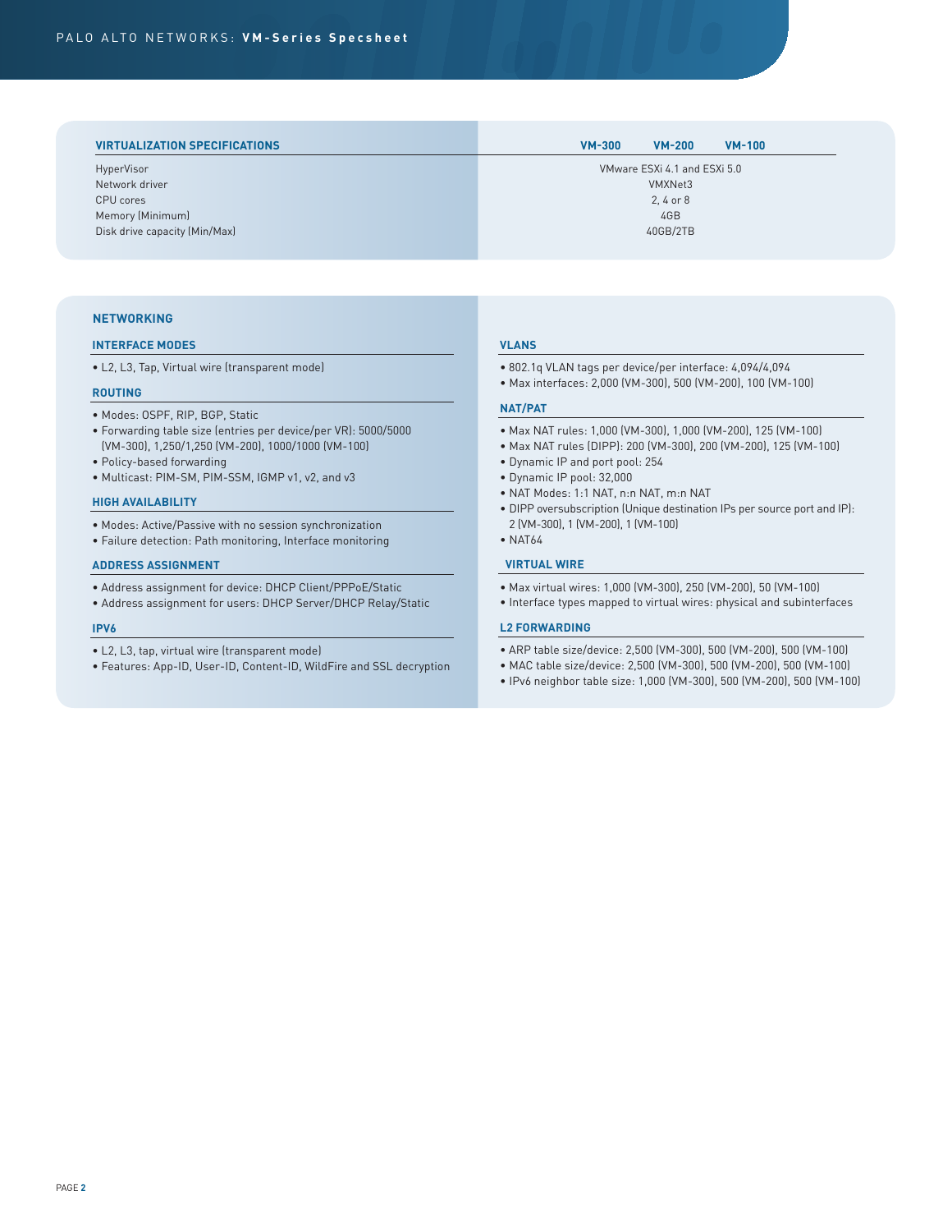| VIRTUALIZATION SPECIFICATIONS | VM-300 | VM-200 | VM-100 |
|---|---|---|---|
| HyperVisor | VMware ESXi 4.1 and ESXi 5.0 | | |
| Network driver | VMXNet3 | | |
| CPU cores | 2, 4 or 8 | | |
| Memory (Minimum) | 4GB | | |
| Disk drive capacity (Min/Max) | 40GB/2TB | | |

## NETWORKING

### INTERFACE MODES

- L2, L3, Tap, Virtual wire (transparent mode)

### ROUTING

- Modes: OSPF, RIP, BGP, Static
- Forwarding table size (entries per device/per VR): 5000/5000 (VM-300), 1,250/1,250 (VM-200), 1000/1000 (VM-100)
- Policy-based forwarding
- Multicast: PIM-SM, PIM-SSM, IGMP v1, v2, and v3

### HIGH AVAILABILITY

- Modes: Active/Passive with no session synchronization
- Failure detection: Path monitoring, Interface monitoring

### ADDRESS ASSIGNMENT

- Address assignment for device: DHCP Client/PPPoE/Static
- Address assignment for users: DHCP Server/DHCP Relay/Static

### IPV6

- L2, L3, tap, virtual wire (transparent mode)
- Features: App-ID, User-ID, Content-ID, WildFire and SSL decryption

### VLANS

- 802.1q VLAN tags per device/per interface: 4,094/4,094
- Max interfaces: 2,000 (VM-300), 500 (VM-200), 100 (VM-100)

### NAT/PAT

- Max NAT rules: 1,000 (VM-300), 1,000 (VM-200), 125 (VM-100)
- Max NAT rules (DIPP): 200 (VM-300), 200 (VM-200), 125 (VM-100)
- Dynamic IP and port pool: 254
- Dynamic IP pool: 32,000
- NAT Modes: 1:1 NAT, n:n NAT, m:n NAT
- DIPP oversubscription (Unique destination IPs per source port and IP): 2 (VM-300), 1 (VM-200), 1 (VM-100)
- NAT64

### VIRTUAL WIRE

- Max virtual wires: 1,000 (VM-300), 250 (VM-200), 50 (VM-100)
- Interface types mapped to virtual wires: physical and subinterfaces

### L2 FORWARDING

- ARP table size/device: 2,500 (VM-300), 500 (VM-200), 500 (VM-100)
- MAC table size/device: 2,500 (VM-300), 500 (VM-200), 500 (VM-100)
- IPv6 neighbor table size: 1,000 (VM-300), 500 (VM-200), 500 (VM-100)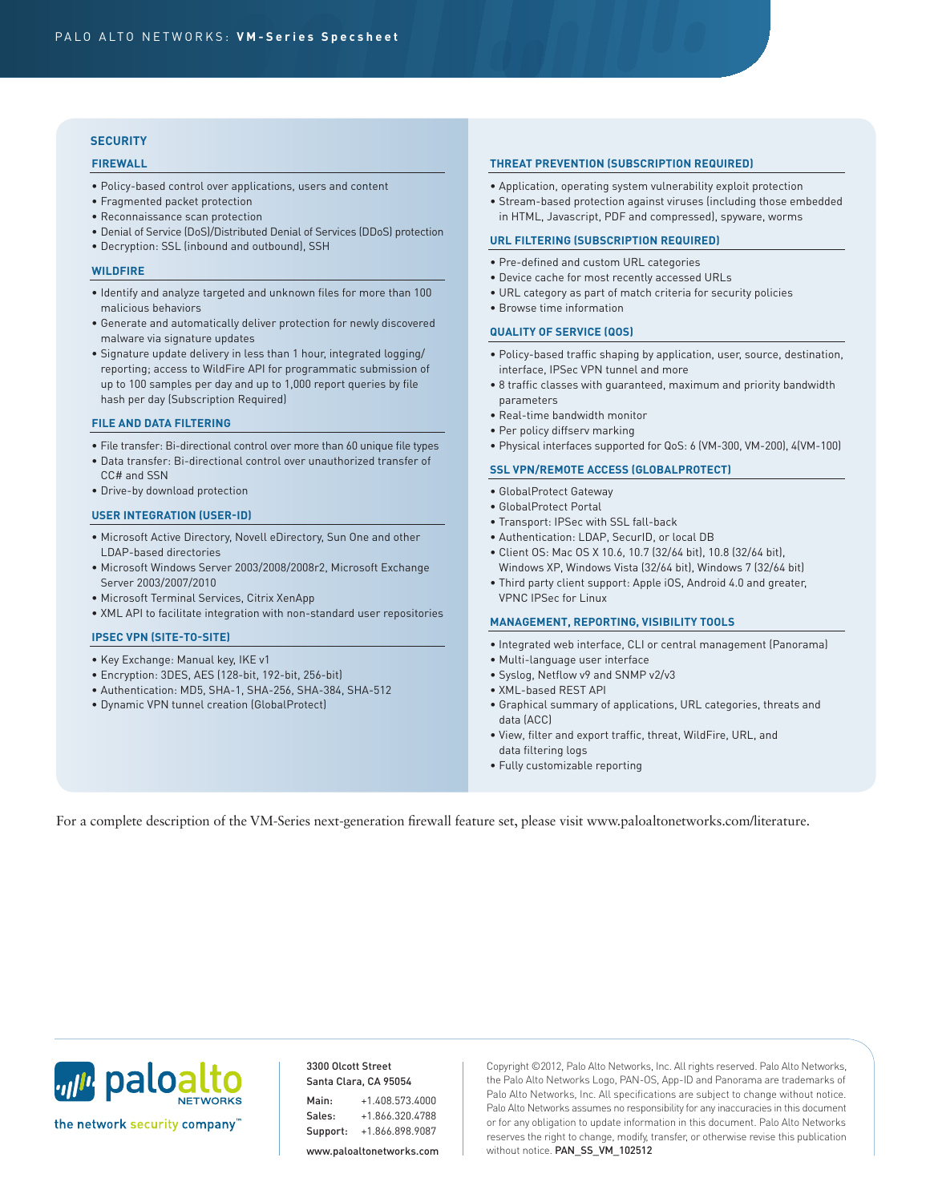## SECURITY

### FIREWALL

- Policy-based control over applications, users and content
- Fragmented packet protection
- Reconnaissance scan protection
- Denial of Service (DoS)/Distributed Denial of Services (DDoS) protection
- Decryption: SSL (inbound and outbound), SSH

### WILDFIRE

- Identify and analyze targeted and unknown files for more than 100 malicious behaviors
- Generate and automatically deliver protection for newly discovered malware via signature updates
- Signature update delivery in less than 1 hour, integrated logging/ reporting; access to WildFire API for programmatic submission of up to 100 samples per day and up to 1,000 report queries by file hash per day (Subscription Required)

### FILE AND DATA FILTERING

- File transfer: Bi-directional control over more than 60 unique file types
- Data transfer: Bi-directional control over unauthorized transfer of CC# and SSN
- Drive-by download protection

### USER INTEGRATION (USER-ID)

- Microsoft Active Directory, Novell eDirectory, Sun One and other LDAP-based directories
- Microsoft Windows Server 2003/2008/2008r2, Microsoft Exchange Server 2003/2007/2010
- Microsoft Terminal Services, Citrix XenApp
- XML API to facilitate integration with non-standard user repositories

### IPSEC VPN (SITE-TO-SITE)

- Key Exchange: Manual key, IKE v1
- Encryption: 3DES, AES (128-bit, 192-bit, 256-bit)
- Authentication: MD5, SHA-1, SHA-256, SHA-384, SHA-512
- Dynamic VPN tunnel creation (GlobalProtect)

### THREAT PREVENTION (SUBSCRIPTION REQUIRED)

- Application, operating system vulnerability exploit protection
- Stream-based protection against viruses (including those embedded in HTML, Javascript, PDF and compressed), spyware, worms

### URL FILTERING (SUBSCRIPTION REQUIRED)

- Pre-defined and custom URL categories
- Device cache for most recently accessed URLs
- URL category as part of match criteria for security policies
- Browse time information

### QUALITY OF SERVICE (QOS)

- Policy-based traffic shaping by application, user, source, destination, interface, IPSec VPN tunnel and more
- 8 traffic classes with guaranteed, maximum and priority bandwidth parameters
- Real-time bandwidth monitor
- Per policy diffserv marking
- Physical interfaces supported for QoS: 6 (VM-300, VM-200), 4(VM-100)

### SSL VPN/REMOTE ACCESS (GLOBALPROTECT)

- GlobalProtect Gateway
- GlobalProtect Portal
- Transport: IPSec with SSL fall-back
- Authentication: LDAP, SecurID, or local DB
- Client OS: Mac OS X 10.6, 10.7 (32/64 bit), 10.8 (32/64 bit), Windows XP, Windows Vista (32/64 bit), Windows 7 (32/64 bit)
- Third party client support: Apple iOS, Android 4.0 and greater, VPNC IPSec for Linux

### MANAGEMENT, REPORTING, VISIBILITY TOOLS

- Integrated web interface, CLI or central management (Panorama)
- Multi-language user interface
- Syslog, Netflow v9 and SNMP v2/v3
- XML-based REST API
- Graphical summary of applications, URL categories, threats and data (ACC)
- View, filter and export traffic, threat, WildFire, URL, and data filtering logs
- Fully customizable reporting

For a complete description of the VM-Series next-generation firewall feature set, please visit www.paloaltonetworks.com/literature.

paloalto NETWORKS
the network security company™

3300 Olcott Street
Santa Clara, CA 95054

| | |
|---|---|
| Main: | +1.408.573.4000 |
| Sales: | +1.866.320.4788 |
| Support: | +1.866.898.9087 |

www.paloaltonetworks.com

Copyright ©2012, Palo Alto Networks, Inc. All rights reserved. Palo Alto Networks, the Palo Alto Networks Logo, PAN-OS, App-ID and Panorama are trademarks of Palo Alto Networks, Inc. All specifications are subject to change without notice. Palo Alto Networks assumes no responsibility for any inaccuracies in this document or for any obligation to update information in this document. Palo Alto Networks reserves the right to change, modify, transfer, or otherwise revise this publication without notice. PAN_SS_VM_102512